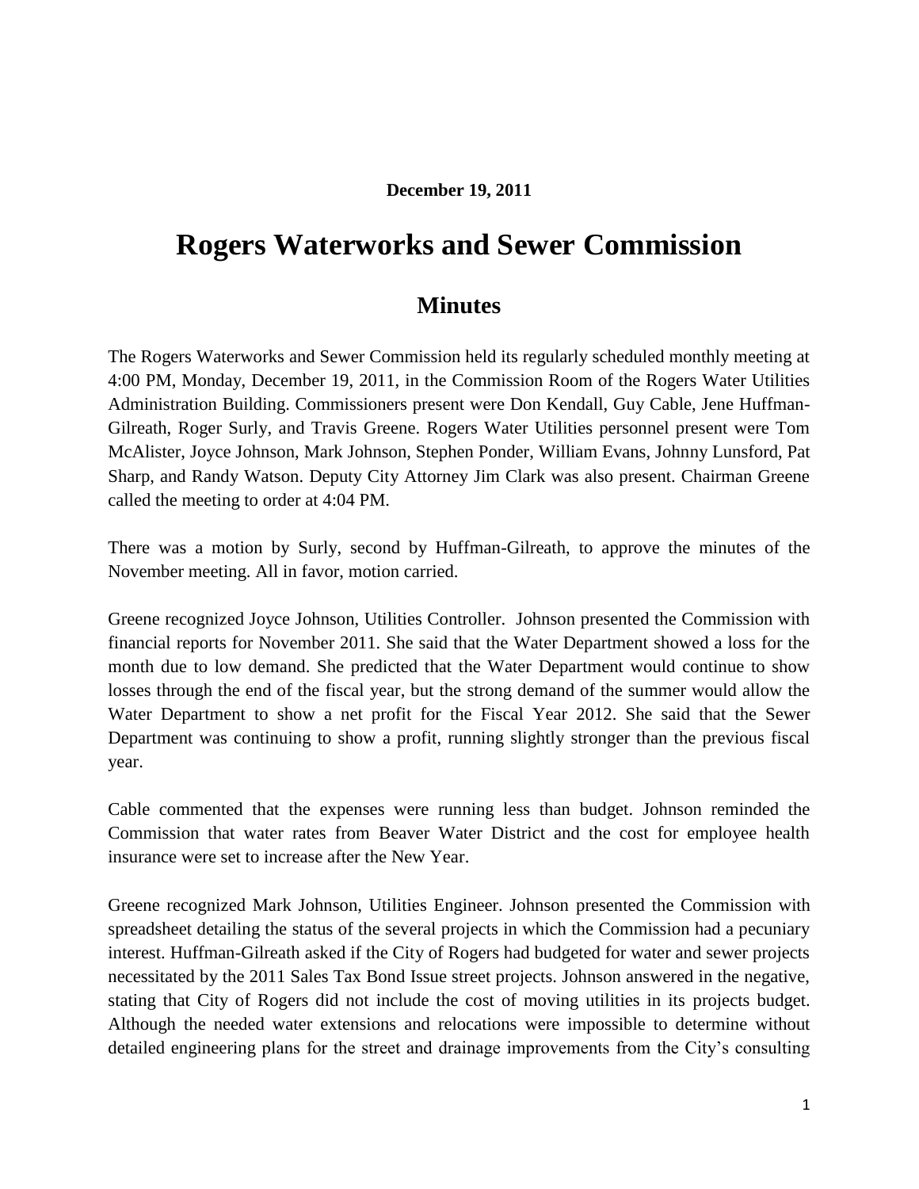**December 19, 2011**

# Rogers Waterworks and Sewer Commission

## Minutes

The Rogers Waterworks and Sewer Commission held its regularly scheduled monthly meeting at 4:00 PM, Monday, December 19, 2011, in the Commission Room of the Rogers Water Utilities Administration Building. Commissioners present were Don Kendall, Guy Cable, Jene Huffman-Gilreath, Roger Surly, and Travis Greene. Rogers Water Utilities personnel present were Tom McAlister, Joyce Johnson, Mark Johnson, Stephen Ponder, William Evans, Johnny Lunsford, Pat Sharp, and Randy Watson. Deputy City Attorney Jim Clark was also present. Chairman Greene called the meeting to order at 4:04 PM.

There was a motion by Surly, second by Huffman-Gilreath, to approve the minutes of the November meeting. All in favor, motion carried.

Greene recognized Joyce Johnson, Utilities Controller. Johnson presented the Commission with financial reports for November 2011. She said that the Water Department showed a loss for the month due to low demand. She predicted that the Water Department would continue to show losses through the end of the fiscal year, but the strong demand of the summer would allow the Water Department to show a net profit for the Fiscal Year 2012. She said that the Sewer Department was continuing to show a profit, running slightly stronger than the previous fiscal year.

Cable commented that the expenses were running less than budget. Johnson reminded the Commission that water rates from Beaver Water District and the cost for employee health insurance were set to increase after the New Year.

Greene recognized Mark Johnson, Utilities Engineer. Johnson presented the Commission with spreadsheet detailing the status of the several projects in which the Commission had a pecuniary interest. Huffman-Gilreath asked if the City of Rogers had budgeted for water and sewer projects necessitated by the 2011 Sales Tax Bond Issue street projects. Johnson answered in the negative, stating that City of Rogers did not include the cost of moving utilities in its projects budget. Although the needed water extensions and relocations were impossible to determine without detailed engineering plans for the street and drainage improvements from the City's consulting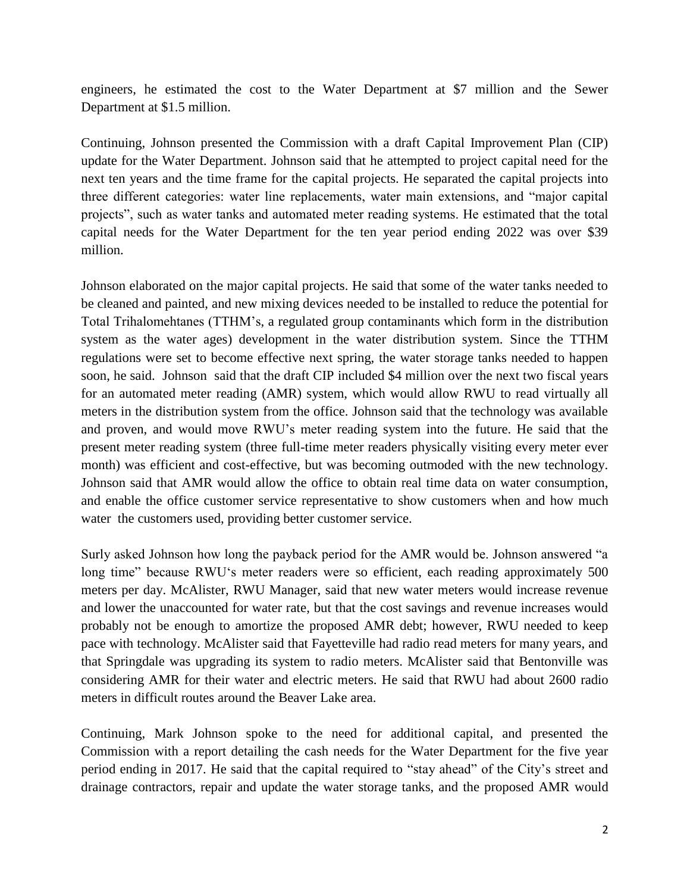engineers, he estimated the cost to the Water Department at $7 million and the Sewer Department at $1.5 million.

Continuing, Johnson presented the Commission with a draft Capital Improvement Plan (CIP) update for the Water Department. Johnson said that he attempted to project capital need for the next ten years and the time frame for the capital projects. He separated the capital projects into three different categories: water line replacements, water main extensions, and "major capital projects", such as water tanks and automated meter reading systems. He estimated that the total capital needs for the Water Department for the ten year period ending 2022 was over $39 million.

Johnson elaborated on the major capital projects. He said that some of the water tanks needed to be cleaned and painted, and new mixing devices needed to be installed to reduce the potential for Total Trihalomehtanes (TTHM's, a regulated group contaminants which form in the distribution system as the water ages) development in the water distribution system. Since the TTHM regulations were set to become effective next spring, the water storage tanks needed to happen soon, he said. Johnson said that the draft CIP included $4 million over the next two fiscal years for an automated meter reading (AMR) system, which would allow RWU to read virtually all meters in the distribution system from the office. Johnson said that the technology was available and proven, and would move RWU's meter reading system into the future. He said that the present meter reading system (three full-time meter readers physically visiting every meter ever month) was efficient and cost-effective, but was becoming outmoded with the new technology. Johnson said that AMR would allow the office to obtain real time data on water consumption, and enable the office customer service representative to show customers when and how much water the customers used, providing better customer service.

Surly asked Johnson how long the payback period for the AMR would be. Johnson answered "a long time" because RWU's meter readers were so efficient, each reading approximately 500 meters per day. McAlister, RWU Manager, said that new water meters would increase revenue and lower the unaccounted for water rate, but that the cost savings and revenue increases would probably not be enough to amortize the proposed AMR debt; however, RWU needed to keep pace with technology. McAlister said that Fayetteville had radio read meters for many years, and that Springdale was upgrading its system to radio meters. McAlister said that Bentonville was considering AMR for their water and electric meters. He said that RWU had about 2600 radio meters in difficult routes around the Beaver Lake area.

Continuing, Mark Johnson spoke to the need for additional capital, and presented the Commission with a report detailing the cash needs for the Water Department for the five year period ending in 2017. He said that the capital required to "stay ahead" of the City's street and drainage contractors, repair and update the water storage tanks, and the proposed AMR would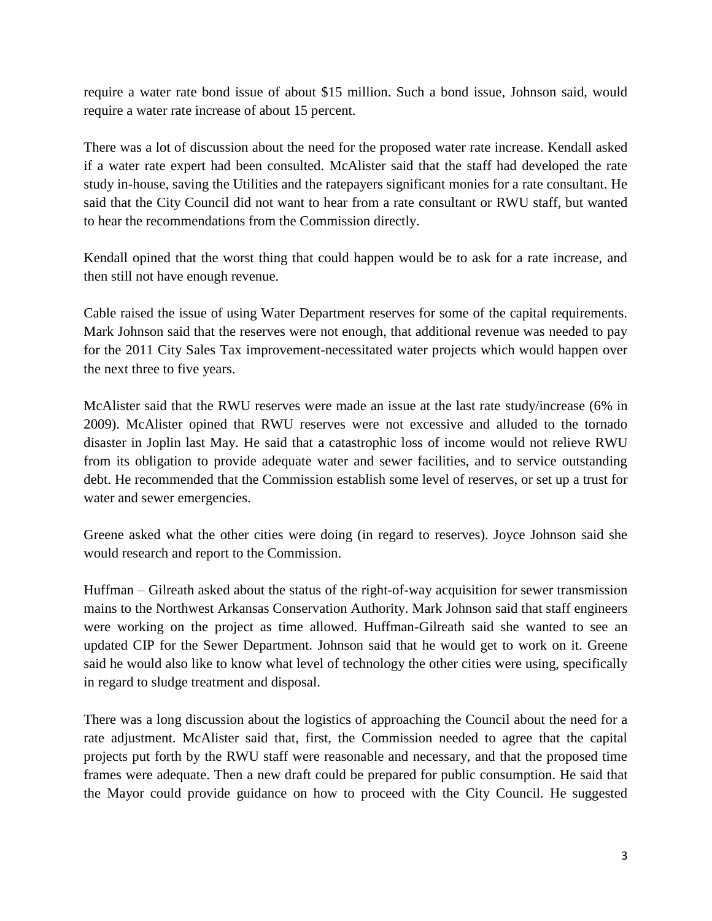require a water rate bond issue of about $15 million. Such a bond issue, Johnson said, would require a water rate increase of about 15 percent.

There was a lot of discussion about the need for the proposed water rate increase. Kendall asked if a water rate expert had been consulted. McAlister said that the staff had developed the rate study in-house, saving the Utilities and the ratepayers significant monies for a rate consultant. He said that the City Council did not want to hear from a rate consultant or RWU staff, but wanted to hear the recommendations from the Commission directly.

Kendall opined that the worst thing that could happen would be to ask for a rate increase, and then still not have enough revenue.

Cable raised the issue of using Water Department reserves for some of the capital requirements. Mark Johnson said that the reserves were not enough, that additional revenue was needed to pay for the 2011 City Sales Tax improvement-necessitated water projects which would happen over the next three to five years.

McAlister said that the RWU reserves were made an issue at the last rate study/increase (6% in 2009). McAlister opined that RWU reserves were not excessive and alluded to the tornado disaster in Joplin last May. He said that a catastrophic loss of income would not relieve RWU from its obligation to provide adequate water and sewer facilities, and to service outstanding debt. He recommended that the Commission establish some level of reserves, or set up a trust for water and sewer emergencies.

Greene asked what the other cities were doing (in regard to reserves). Joyce Johnson said she would research and report to the Commission.

Huffman – Gilreath asked about the status of the right-of-way acquisition for sewer transmission mains to the Northwest Arkansas Conservation Authority. Mark Johnson said that staff engineers were working on the project as time allowed. Huffman-Gilreath said she wanted to see an updated CIP for the Sewer Department. Johnson said that he would get to work on it. Greene said he would also like to know what level of technology the other cities were using, specifically in regard to sludge treatment and disposal.

There was a long discussion about the logistics of approaching the Council about the need for a rate adjustment. McAlister said that, first, the Commission needed to agree that the capital projects put forth by the RWU staff were reasonable and necessary, and that the proposed time frames were adequate. Then a new draft could be prepared for public consumption. He said that the Mayor could provide guidance on how to proceed with the City Council. He suggested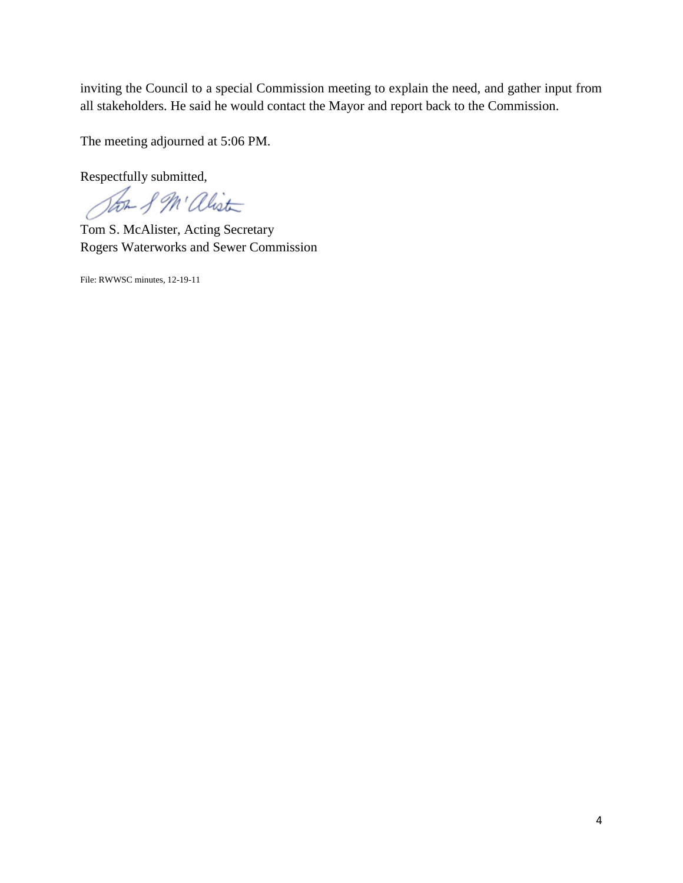inviting the Council to a special Commission meeting to explain the need, and gather input from all stakeholders. He said he would contact the Mayor and report back to the Commission.

The meeting adjourned at 5:06 PM.

Respectfully submitted,

Tom S. McAlister, Acting Secretary
Rogers Waterworks and Sewer Commission

File: RWWSC minutes, 12-19-11